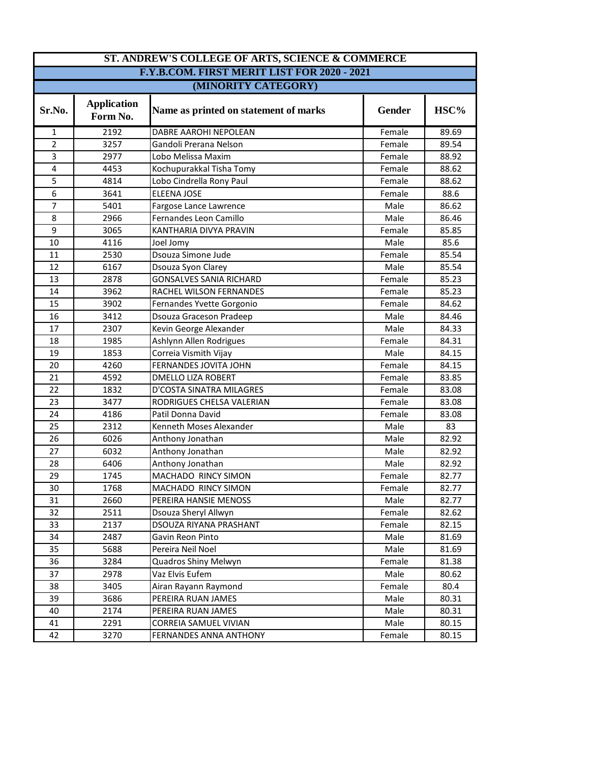# ST. ANDREW'S COLLEGE OF ARTS, SCIENCE & COMMERCE

## F.Y.B.COM. FIRST MERIT LIST FOR 2020 - 2021

### (MINORITY CATEGORY)

| Sr.No. | Application Form No. | Name as printed on statement of marks | Gender | HSC% |
|---|---|---|---|---|
| 1 | 2192 | DABRE AAROHI NEPOLEAN | Female | 89.69 |
| 2 | 3257 | Gandoli Prerana Nelson | Female | 89.54 |
| 3 | 2977 | Lobo Melissa Maxim | Female | 88.92 |
| 4 | 4453 | Kochupurakkal Tisha Tomy | Female | 88.62 |
| 5 | 4814 | Lobo Cindrella Rony Paul | Female | 88.62 |
| 6 | 3641 | ELEENA JOSE | Female | 88.6 |
| 7 | 5401 | Fargose Lance Lawrence | Male | 86.62 |
| 8 | 2966 | Fernandes Leon Camillo | Male | 86.46 |
| 9 | 3065 | KANTHARIA DIVYA PRAVIN | Female | 85.85 |
| 10 | 4116 | Joel Jomy | Male | 85.6 |
| 11 | 2530 | Dsouza Simone Jude | Female | 85.54 |
| 12 | 6167 | Dsouza Syon Clarey | Male | 85.54 |
| 13 | 2878 | GONSALVES SANIA RICHARD | Female | 85.23 |
| 14 | 3962 | RACHEL WILSON FERNANDES | Female | 85.23 |
| 15 | 3902 | Fernandes Yvette Gorgonio | Female | 84.62 |
| 16 | 3412 | Dsouza Graceson Pradeep | Male | 84.46 |
| 17 | 2307 | Kevin George Alexander | Male | 84.33 |
| 18 | 1985 | Ashlynn Allen Rodrigues | Female | 84.31 |
| 19 | 1853 | Correia Vismith Vijay | Male | 84.15 |
| 20 | 4260 | FERNANDES JOVITA JOHN | Female | 84.15 |
| 21 | 4592 | DMELLO LIZA ROBERT | Female | 83.85 |
| 22 | 1832 | D'COSTA SINATRA MILAGRES | Female | 83.08 |
| 23 | 3477 | RODRIGUES CHELSA VALERIAN | Female | 83.08 |
| 24 | 4186 | Patil Donna David | Female | 83.08 |
| 25 | 2312 | Kenneth Moses Alexander | Male | 83 |
| 26 | 6026 | Anthony Jonathan | Male | 82.92 |
| 27 | 6032 | Anthony Jonathan | Male | 82.92 |
| 28 | 6406 | Anthony Jonathan | Male | 82.92 |
| 29 | 1745 | MACHADO RINCY SIMON | Female | 82.77 |
| 30 | 1768 | MACHADO RINCY SIMON | Female | 82.77 |
| 31 | 2660 | PEREIRA HANSIE MENOSS | Male | 82.77 |
| 32 | 2511 | Dsouza Sheryl Allwyn | Female | 82.62 |
| 33 | 2137 | DSOUZA RIYANA PRASHANT | Female | 82.15 |
| 34 | 2487 | Gavin Reon Pinto | Male | 81.69 |
| 35 | 5688 | Pereira Neil Noel | Male | 81.69 |
| 36 | 3284 | Quadros Shiny Melwyn | Female | 81.38 |
| 37 | 2978 | Vaz Elvis Eufem | Male | 80.62 |
| 38 | 3405 | Airan Rayann Raymond | Female | 80.4 |
| 39 | 3686 | PEREIRA RUAN JAMES | Male | 80.31 |
| 40 | 2174 | PEREIRA RUAN JAMES | Male | 80.31 |
| 41 | 2291 | CORREIA SAMUEL VIVIAN | Male | 80.15 |
| 42 | 3270 | FERNANDES ANNA ANTHONY | Female | 80.15 |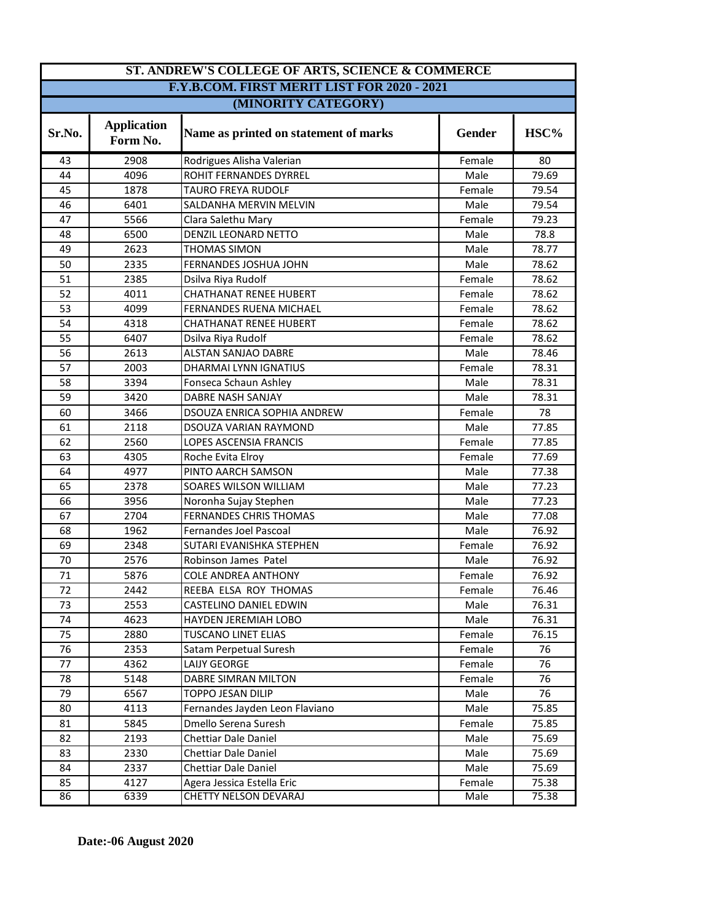# ST. ANDREW'S COLLEGE OF ARTS, SCIENCE & COMMERCE

## F.Y.B.COM. FIRST MERIT LIST FOR 2020 - 2021

### (MINORITY CATEGORY)

| Sr.No. | Application Form No. | Name as printed on statement of marks | Gender | HSC% |
|---|---|---|---|---|
| 43 | 2908 | Rodrigues Alisha Valerian | Female | 80 |
| 44 | 4096 | ROHIT FERNANDES DYRREL | Male | 79.69 |
| 45 | 1878 | TAURO FREYA RUDOLF | Female | 79.54 |
| 46 | 6401 | SALDANHA MERVIN MELVIN | Male | 79.54 |
| 47 | 5566 | Clara Salethu Mary | Female | 79.23 |
| 48 | 6500 | DENZIL LEONARD NETTO | Male | 78.8 |
| 49 | 2623 | THOMAS SIMON | Male | 78.77 |
| 50 | 2335 | FERNANDES JOSHUA JOHN | Male | 78.62 |
| 51 | 2385 | Dsilva Riya Rudolf | Female | 78.62 |
| 52 | 4011 | CHATHANAT RENEE HUBERT | Female | 78.62 |
| 53 | 4099 | FERNANDES RUENA MICHAEL | Female | 78.62 |
| 54 | 4318 | CHATHANAT RENEE HUBERT | Female | 78.62 |
| 55 | 6407 | Dsilva Riya Rudolf | Female | 78.62 |
| 56 | 2613 | ALSTAN SANJAO DABRE | Male | 78.46 |
| 57 | 2003 | DHARMAI LYNN IGNATIUS | Female | 78.31 |
| 58 | 3394 | Fonseca Schaun Ashley | Male | 78.31 |
| 59 | 3420 | DABRE NASH SANJAY | Male | 78.31 |
| 60 | 3466 | DSOUZA ENRICA SOPHIA ANDREW | Female | 78 |
| 61 | 2118 | DSOUZA VARIAN RAYMOND | Male | 77.85 |
| 62 | 2560 | LOPES ASCENSIA FRANCIS | Female | 77.85 |
| 63 | 4305 | Roche Evita Elroy | Female | 77.69 |
| 64 | 4977 | PINTO AARCH SAMSON | Male | 77.38 |
| 65 | 2378 | SOARES WILSON WILLIAM | Male | 77.23 |
| 66 | 3956 | Noronha Sujay Stephen | Male | 77.23 |
| 67 | 2704 | FERNANDES CHRIS THOMAS | Male | 77.08 |
| 68 | 1962 | Fernandes Joel Pascoal | Male | 76.92 |
| 69 | 2348 | SUTARI EVANISHKA STEPHEN | Female | 76.92 |
| 70 | 2576 | Robinson James Patel | Male | 76.92 |
| 71 | 5876 | COLE ANDREA ANTHONY | Female | 76.92 |
| 72 | 2442 | REEBA ELSA ROY THOMAS | Female | 76.46 |
| 73 | 2553 | CASTELINO DANIEL EDWIN | Male | 76.31 |
| 74 | 4623 | HAYDEN JEREMIAH LOBO | Male | 76.31 |
| 75 | 2880 | TUSCANO LINET ELIAS | Female | 76.15 |
| 76 | 2353 | Satam Perpetual Suresh | Female | 76 |
| 77 | 4362 | LAIJY GEORGE | Female | 76 |
| 78 | 5148 | DABRE SIMRAN MILTON | Female | 76 |
| 79 | 6567 | TOPPO JESAN DILIP | Male | 76 |
| 80 | 4113 | Fernandes Jayden Leon Flaviano | Male | 75.85 |
| 81 | 5845 | Dmello Serena Suresh | Female | 75.85 |
| 82 | 2193 | Chettiar Dale Daniel | Male | 75.69 |
| 83 | 2330 | Chettiar Dale Daniel | Male | 75.69 |
| 84 | 2337 | Chettiar Dale Daniel | Male | 75.69 |
| 85 | 4127 | Agera Jessica Estella Eric | Female | 75.38 |
| 86 | 6339 | CHETTY NELSON DEVARAJ | Male | 75.38 |

**Date:-06 August 2020**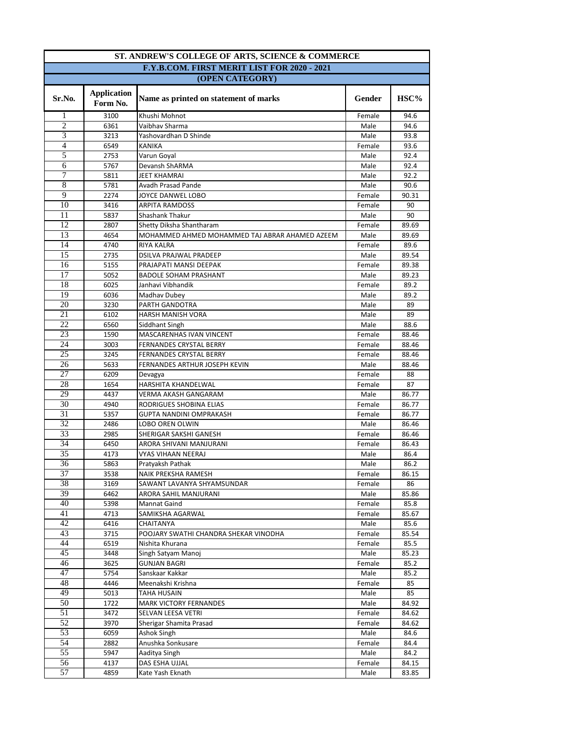| ST. ANDREW'S COLLEGE OF ARTS, SCIENCE & COMMERCE | | | | |
|---|---|---|---|---|
| F.Y.B.COM. FIRST MERIT LIST FOR 2020 - 2021 | | | | |
| (OPEN CATEGORY) | | | | |
| **Sr.No.** | **Application Form No.** | **Name as printed on statement of marks** | **Gender** | **HSC%** |
| 1 | 3100 | Khushi Mohnot | Female | 94.6 |
| 2 | 6361 | Vaibhav Sharma | Male | 94.6 |
| 3 | 3213 | Yashovardhan D Shinde | Male | 93.8 |
| 4 | 6549 | KANIKA | Female | 93.6 |
| 5 | 2753 | Varun Goyal | Male | 92.4 |
| 6 | 5767 | Devansh ShARMA | Male | 92.4 |
| 7 | 5811 | JEET KHAMRAI | Male | 92.2 |
| 8 | 5781 | Avadh Prasad Pande | Male | 90.6 |
| 9 | 2274 | JOYCE DANWEL LOBO | Female | 90.31 |
| 10 | 3416 | ARPITA RAMDOSS | Female | 90 |
| 11 | 5837 | Shashank Thakur | Male | 90 |
| 12 | 2807 | Shetty Diksha Shantharam | Female | 89.69 |
| 13 | 4654 | MOHAMMED AHMED MOHAMMED TAJ ABRAR AHAMED AZEEM | Male | 89.69 |
| 14 | 4740 | RIYA KALRA | Female | 89.6 |
| 15 | 2735 | DSILVA PRAJWAL PRADEEP | Male | 89.54 |
| 16 | 5155 | PRAJAPATI MANSI DEEPAK | Female | 89.38 |
| 17 | 5052 | BADOLE SOHAM PRASHANT | Male | 89.23 |
| 18 | 6025 | Janhavi Vibhandik | Female | 89.2 |
| 19 | 6036 | Madhav Dubey | Male | 89.2 |
| 20 | 3230 | PARTH GANDOTRA | Male | 89 |
| 21 | 6102 | HARSH MANISH VORA | Male | 89 |
| 22 | 6560 | Siddhant Singh | Male | 88.6 |
| 23 | 1590 | MASCARENHAS IVAN VINCENT | Female | 88.46 |
| 24 | 3003 | FERNANDES CRYSTAL BERRY | Female | 88.46 |
| 25 | 3245 | FERNANDES CRYSTAL BERRY | Female | 88.46 |
| 26 | 5633 | FERNANDES ARTHUR JOSEPH KEVIN | Male | 88.46 |
| 27 | 6209 | Devagya | Female | 88 |
| 28 | 1654 | HARSHITA KHANDELWAL | Female | 87 |
| 29 | 4437 | VERMA AKASH GANGARAM | Male | 86.77 |
| 30 | 4940 | RODRIGUES SHOBINA ELIAS | Female | 86.77 |
| 31 | 5357 | GUPTA NANDINI OMPRAKASH | Female | 86.77 |
| 32 | 2486 | LOBO OREN OLWIN | Male | 86.46 |
| 33 | 2985 | SHERIGAR SAKSHI GANESH | Female | 86.46 |
| 34 | 6450 | ARORA SHIVANI MANJURANI | Female | 86.43 |
| 35 | 4173 | VYAS VIHAAN NEERAJ | Male | 86.4 |
| 36 | 5863 | Pratyaksh Pathak | Male | 86.2 |
| 37 | 3538 | NAIK PREKSHA RAMESH | Female | 86.15 |
| 38 | 3169 | SAWANT LAVANYA SHYAMSUNDAR | Female | 86 |
| 39 | 6462 | ARORA SAHIL MANJURANI | Male | 85.86 |
| 40 | 5398 | Mannat Gaind | Female | 85.8 |
| 41 | 4713 | SAMIKSHA AGARWAL | Female | 85.67 |
| 42 | 6416 | CHAITANYA | Male | 85.6 |
| 43 | 3715 | POOJARY SWATHI CHANDRA SHEKAR VINODHA | Female | 85.54 |
| 44 | 6519 | Nishita Khurana | Female | 85.5 |
| 45 | 3448 | Singh Satyam Manoj | Male | 85.23 |
| 46 | 3625 | GUNJAN BAGRI | Female | 85.2 |
| 47 | 5754 | Sanskaar Kakkar | Male | 85.2 |
| 48 | 4446 | Meenakshi Krishna | Female | 85 |
| 49 | 5013 | TAHA HUSAIN | Male | 85 |
| 50 | 1722 | MARK VICTORY FERNANDES | Male | 84.92 |
| 51 | 3472 | SELVAN LEESA VETRI | Female | 84.62 |
| 52 | 3970 | Sherigar Shamita Prasad | Female | 84.62 |
| 53 | 6059 | Ashok Singh | Male | 84.6 |
| 54 | 2882 | Anushka Sonkusare | Female | 84.4 |
| 55 | 5947 | Aaditya Singh | Male | 84.2 |
| 56 | 4137 | DAS ESHA UJJAL | Female | 84.15 |
| 57 | 4859 | Kate Yash Eknath | Male | 83.85 |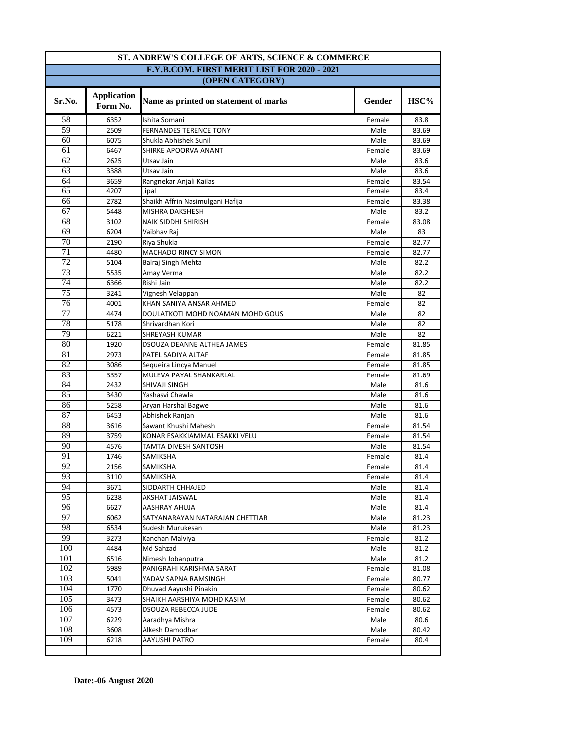| ST. ANDREW'S COLLEGE OF ARTS, SCIENCE & COMMERCE | | | | |
|---|---|---|---|---|
| F.Y.B.COM. FIRST MERIT LIST FOR 2020 - 2021 | | | | |
| (OPEN CATEGORY) | | | | |
| **Sr.No.** | **Application Form No.** | **Name as printed on statement of marks** | **Gender** | **HSC%** |
| 58 | 6352 | Ishita Somani | Female | 83.8 |
| 59 | 2509 | FERNANDES TERENCE TONY | Male | 83.69 |
| 60 | 6075 | Shukla Abhishek Sunil | Male | 83.69 |
| 61 | 6467 | SHIRKE APOORVA ANANT | Female | 83.69 |
| 62 | 2625 | Utsav Jain | Male | 83.6 |
| 63 | 3388 | Utsav Jain | Male | 83.6 |
| 64 | 3659 | Rangnekar Anjali Kailas | Female | 83.54 |
| 65 | 4207 | Jipal | Female | 83.4 |
| 66 | 2782 | Shaikh Affrin Nasimulgani Hafija | Female | 83.38 |
| 67 | 5448 | MISHRA DAKSHESH | Male | 83.2 |
| 68 | 3102 | NAIK SIDDHI SHIRISH | Female | 83.08 |
| 69 | 6204 | Vaibhav Raj | Male | 83 |
| 70 | 2190 | Riya Shukla | Female | 82.77 |
| 71 | 4480 | MACHADO RINCY SIMON | Female | 82.77 |
| 72 | 5104 | Balraj Singh Mehta | Male | 82.2 |
| 73 | 5535 | Amay Verma | Male | 82.2 |
| 74 | 6366 | Rishi Jain | Male | 82.2 |
| 75 | 3241 | Vignesh Velappan | Male | 82 |
| 76 | 4001 | KHAN SANIYA ANSAR AHMED | Female | 82 |
| 77 | 4474 | DOULATKOTI MOHD NOAMAN MOHD GOUS | Male | 82 |
| 78 | 5178 | Shrivardhan Kori | Male | 82 |
| 79 | 6221 | SHREYASH KUMAR | Male | 82 |
| 80 | 1920 | DSOUZA DEANNE ALTHEA JAMES | Female | 81.85 |
| 81 | 2973 | PATEL SADIYA ALTAF | Female | 81.85 |
| 82 | 3086 | Sequeira Lincya Manuel | Female | 81.85 |
| 83 | 3357 | MULEVA PAYAL SHANKARLAL | Female | 81.69 |
| 84 | 2432 | SHIVAJI SINGH | Male | 81.6 |
| 85 | 3430 | Yashasvi Chawla | Male | 81.6 |
| 86 | 5258 | Aryan Harshal Bagwe | Male | 81.6 |
| 87 | 6453 | Abhishek Ranjan | Male | 81.6 |
| 88 | 3616 | Sawant Khushi Mahesh | Female | 81.54 |
| 89 | 3759 | KONAR ESAKKIAMMAL ESAKKI VELU | Female | 81.54 |
| 90 | 4576 | TAMTA DIVESH SANTOSH | Male | 81.54 |
| 91 | 1746 | SAMIKSHA | Female | 81.4 |
| 92 | 2156 | SAMIKSHA | Female | 81.4 |
| 93 | 3110 | SAMIKSHA | Female | 81.4 |
| 94 | 3671 | SIDDARTH CHHAJED | Male | 81.4 |
| 95 | 6238 | AKSHAT JAISWAL | Male | 81.4 |
| 96 | 6627 | AASHRAY AHUJA | Male | 81.4 |
| 97 | 6062 | SATYANARAYAN NATARAJAN CHETTIAR | Male | 81.23 |
| 98 | 6534 | Sudesh Murukesan | Male | 81.23 |
| 99 | 3273 | Kanchan Malviya | Female | 81.2 |
| 100 | 4484 | Md Sahzad | Male | 81.2 |
| 101 | 6516 | Nimesh Jobanputra | Male | 81.2 |
| 102 | 5989 | PANIGRAHI KARISHMA SARAT | Female | 81.08 |
| 103 | 5041 | YADAV SAPNA RAMSINGH | Female | 80.77 |
| 104 | 1770 | Dhuvad Aayushi Pinakin | Female | 80.62 |
| 105 | 3473 | SHAIKH AARSHIYA MOHD KASIM | Female | 80.62 |
| 106 | 4573 | DSOUZA REBECCA JUDE | Female | 80.62 |
| 107 | 6229 | Aaradhya Mishra | Male | 80.6 |
| 108 | 3608 | Alkesh Damodhar | Male | 80.42 |
| 109 | 6218 | AAYUSHI PATRO | Female | 80.4 |

**Date:-06 August 2020**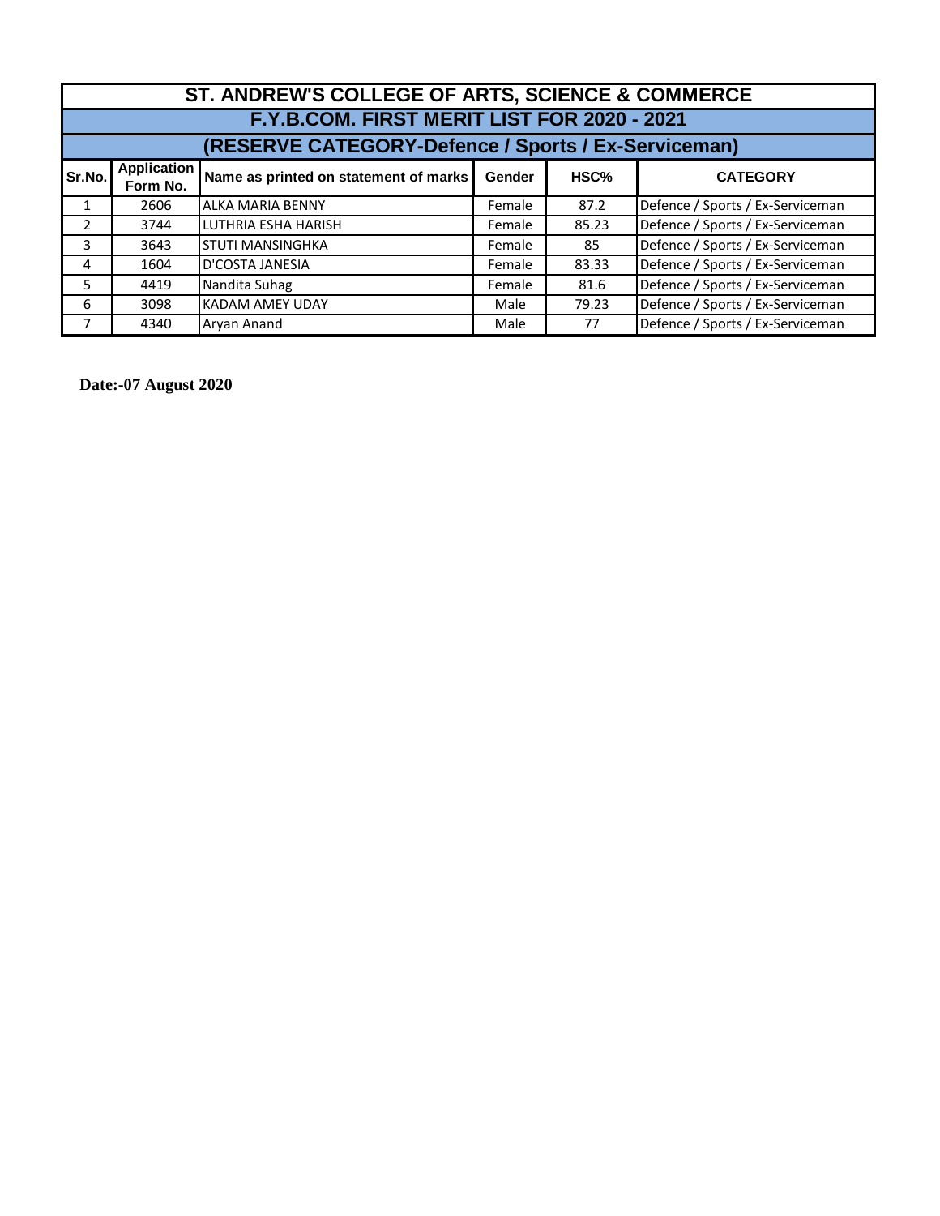# ST. ANDREW'S COLLEGE OF ARTS, SCIENCE & COMMERCE

## F.Y.B.COM. FIRST MERIT LIST FOR 2020 - 2021

## (RESERVE CATEGORY-Defence / Sports / Ex-Serviceman)

| Sr.No. | Application Form No. | Name as printed on statement of marks | Gender | HSC% | CATEGORY |
|---|---|---|---|---|---|
| 1 | 2606 | ALKA MARIA BENNY | Female | 87.2 | Defence / Sports / Ex-Serviceman |
| 2 | 3744 | LUTHRIA ESHA HARISH | Female | 85.23 | Defence / Sports / Ex-Serviceman |
| 3 | 3643 | STUTI MANSINGHKA | Female | 85 | Defence / Sports / Ex-Serviceman |
| 4 | 1604 | D'COSTA JANESIA | Female | 83.33 | Defence / Sports / Ex-Serviceman |
| 5 | 4419 | Nandita Suhag | Female | 81.6 | Defence / Sports / Ex-Serviceman |
| 6 | 3098 | KADAM AMEY UDAY | Male | 79.23 | Defence / Sports / Ex-Serviceman |
| 7 | 4340 | Aryan Anand | Male | 77 | Defence / Sports / Ex-Serviceman |

**Date:-07 August 2020**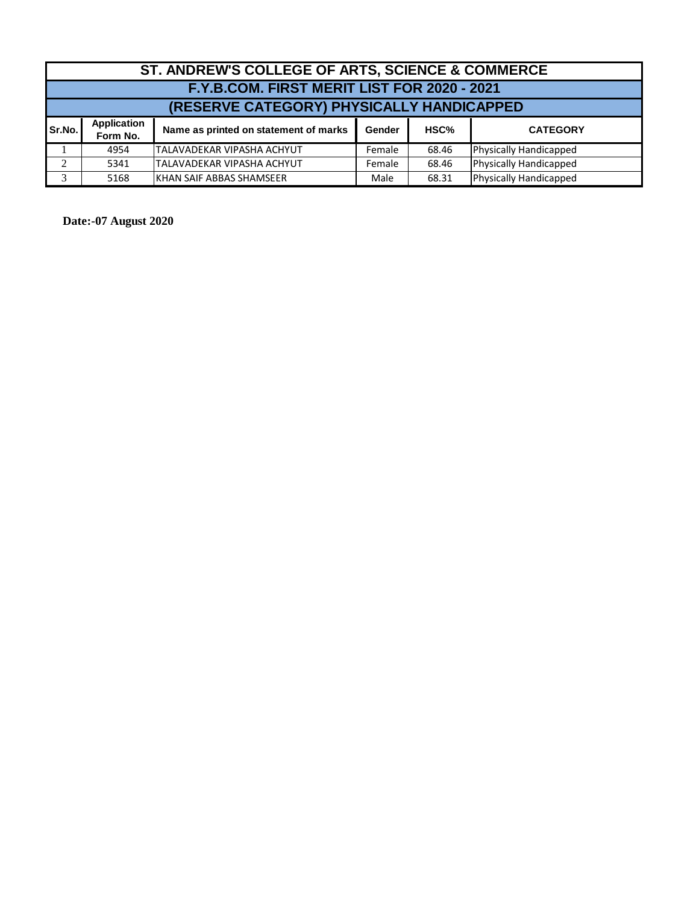# ST. ANDREW'S COLLEGE OF ARTS, SCIENCE & COMMERCE

## F.Y.B.COM. FIRST MERIT LIST FOR 2020 - 2021

## (RESERVE CATEGORY) PHYSICALLY HANDICAPPED

| Sr.No. | Application Form No. | Name as printed on statement of marks | Gender | HSC% | CATEGORY |
|---|---|---|---|---|---|
| 1 | 4954 | TALAVADEKAR VIPASHA ACHYUT | Female | 68.46 | Physically Handicapped |
| 2 | 5341 | TALAVADEKAR VIPASHA ACHYUT | Female | 68.46 | Physically Handicapped |
| 3 | 5168 | KHAN SAIF ABBAS SHAMSEER | Male | 68.31 | Physically Handicapped |

**Date:-07 August 2020**